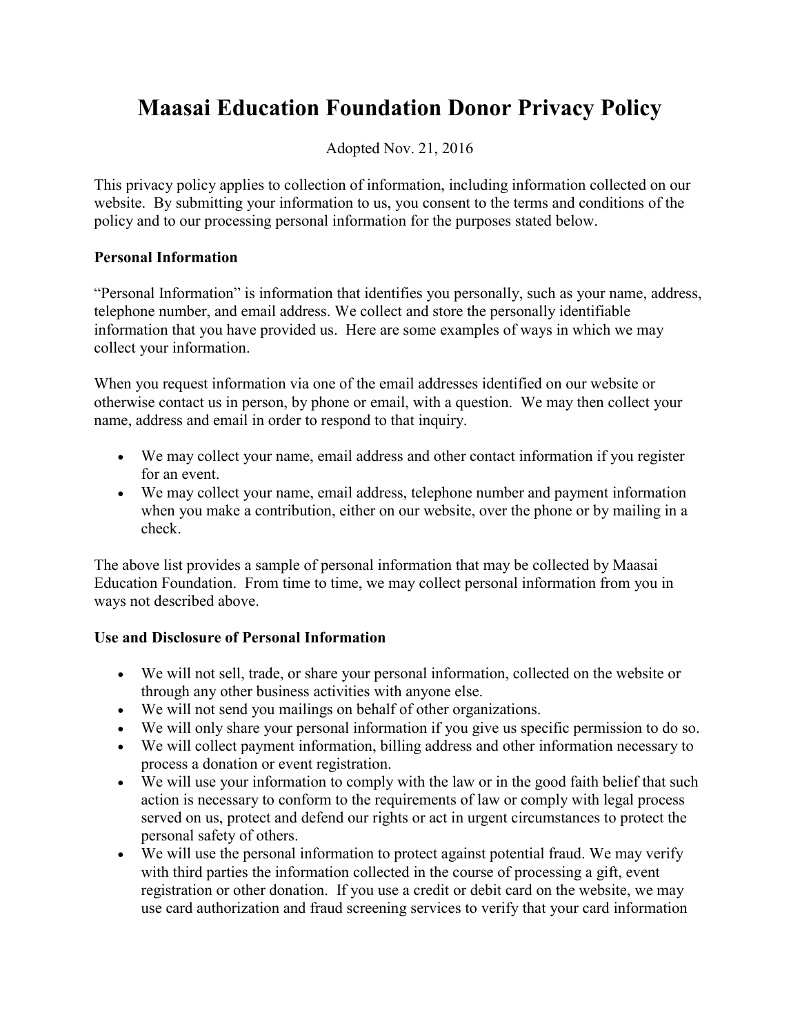# Maasai Education Foundation Donor Privacy Policy

Adopted Nov. 21, 2016

This privacy policy applies to collection of information, including information collected on our website. By submitting your information to us, you consent to the terms and conditions of the policy and to our processing personal information for the purposes stated below.

**Personal Information**

"Personal Information" is information that identifies you personally, such as your name, address, telephone number, and email address. We collect and store the personally identifiable information that you have provided us. Here are some examples of ways in which we may collect your information.

When you request information via one of the email addresses identified on our website or otherwise contact us in person, by phone or email, with a question. We may then collect your name, address and email in order to respond to that inquiry.

- We may collect your name, email address and other contact information if you register for an event.
- We may collect your name, email address, telephone number and payment information when you make a contribution, either on our website, over the phone or by mailing in a check.

The above list provides a sample of personal information that may be collected by Maasai Education Foundation. From time to time, we may collect personal information from you in ways not described above.

**Use and Disclosure of Personal Information**

- We will not sell, trade, or share your personal information, collected on the website or through any other business activities with anyone else.
- We will not send you mailings on behalf of other organizations.
- We will only share your personal information if you give us specific permission to do so.
- We will collect payment information, billing address and other information necessary to process a donation or event registration.
- We will use your information to comply with the law or in the good faith belief that such action is necessary to conform to the requirements of law or comply with legal process served on us, protect and defend our rights or act in urgent circumstances to protect the personal safety of others.
- We will use the personal information to protect against potential fraud. We may verify with third parties the information collected in the course of processing a gift, event registration or other donation. If you use a credit or debit card on the website, we may use card authorization and fraud screening services to verify that your card information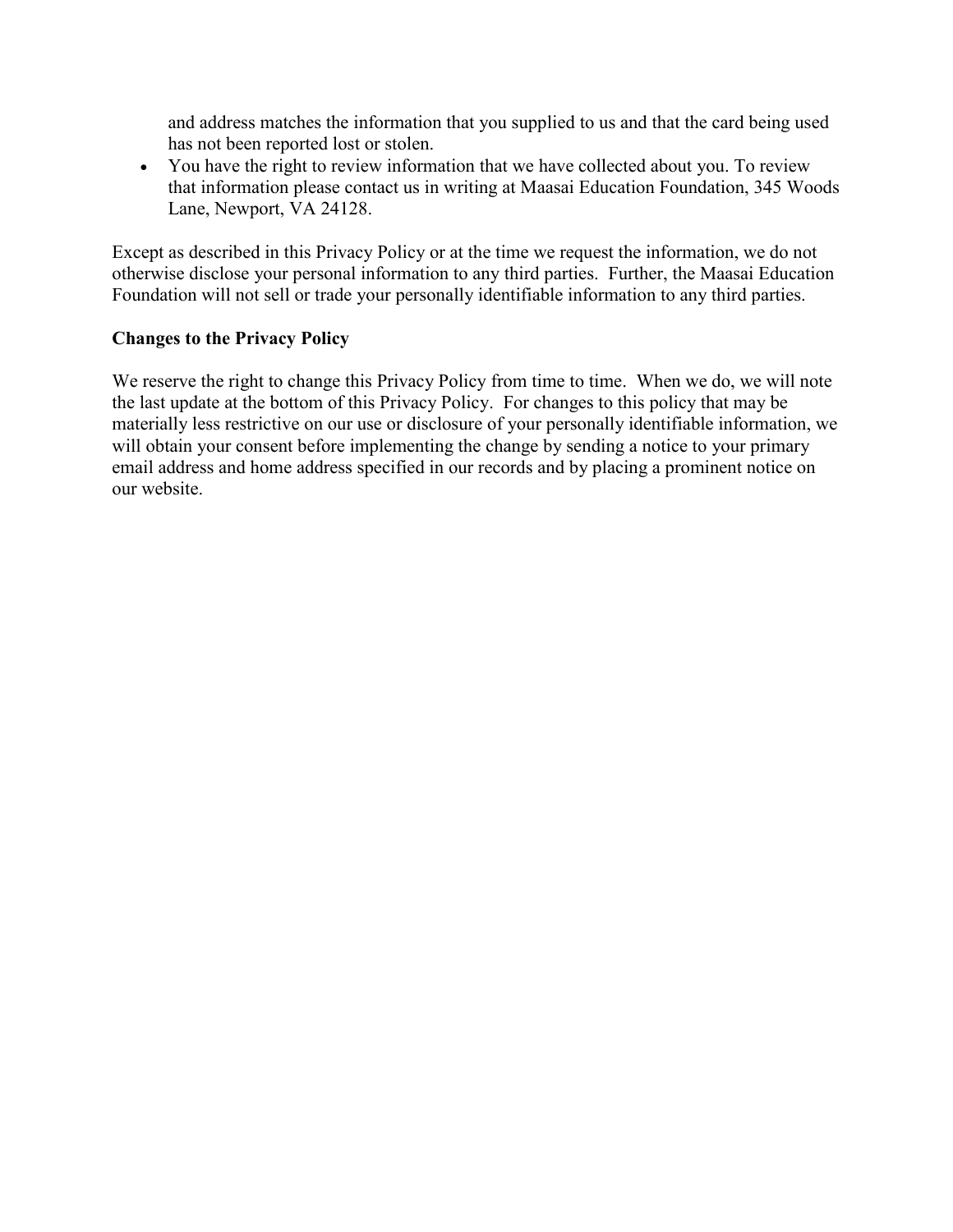and address matches the information that you supplied to us and that the card being used has not been reported lost or stolen.

- You have the right to review information that we have collected about you. To review that information please contact us in writing at Maasai Education Foundation, 345 Woods Lane, Newport, VA 24128.

Except as described in this Privacy Policy or at the time we request the information, we do not otherwise disclose your personal information to any third parties. Further, the Maasai Education Foundation will not sell or trade your personally identifiable information to any third parties.

**Changes to the Privacy Policy**

We reserve the right to change this Privacy Policy from time to time. When we do, we will note the last update at the bottom of this Privacy Policy. For changes to this policy that may be materially less restrictive on our use or disclosure of your personally identifiable information, we will obtain your consent before implementing the change by sending a notice to your primary email address and home address specified in our records and by placing a prominent notice on our website.